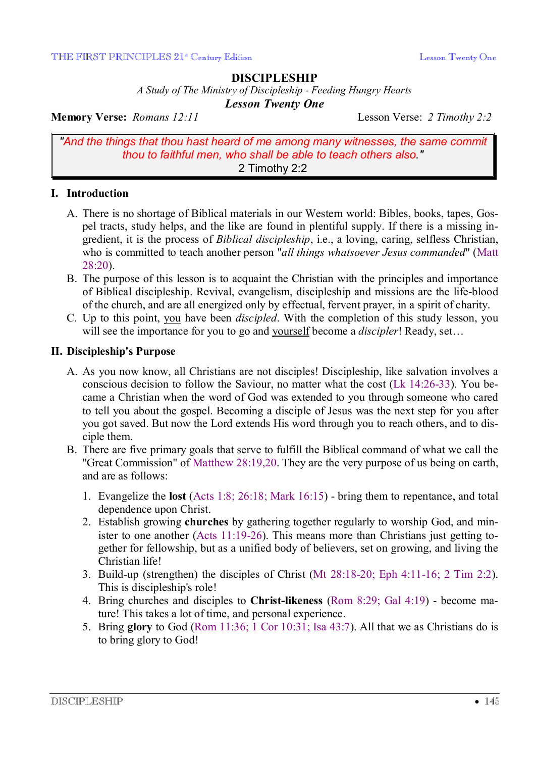# DISCIPLESHIP

*A Study of The Ministry of Discipleship - Feeding Hungry Hearts*

***Lesson Twenty One***

**Memory Verse:** *Romans 12:11* Lesson Verse: *2 Timothy 2:2*

> *"And the things that thou hast heard of me among many witnesses, the same commit thou to faithful men, who shall be able to teach others also."*
> 2 Timothy 2:2

## I. Introduction

A. There is no shortage of Biblical materials in our Western world: Bibles, books, tapes, Gospel tracts, study helps, and the like are found in plentiful supply. If there is a missing ingredient, it is the process of *Biblical discipleship*, i.e., a loving, caring, selfless Christian, who is committed to teach another person "*all things whatsoever Jesus commanded*" (Matt 28:20).

B. The purpose of this lesson is to acquaint the Christian with the principles and importance of Biblical discipleship. Revival, evangelism, discipleship and missions are the life-blood of the church, and are all energized only by effectual, fervent prayer, in a spirit of charity.

C. Up to this point, <u>you</u> have been *discipled*. With the completion of this study lesson, you will see the importance for you to go and <u>yourself</u> become a *discipler*! Ready, set…

## II. Discipleship's Purpose

A. As you now know, all Christians are not disciples! Discipleship, like salvation involves a conscious decision to follow the Saviour, no matter what the cost (Lk 14:26-33). You became a Christian when the word of God was extended to you through someone who cared to tell you about the gospel. Becoming a disciple of Jesus was the next step for you after you got saved. But now the Lord extends His word through you to reach others, and to disciple them.

B. There are five primary goals that serve to fulfill the Biblical command of what we call the "Great Commission" of Matthew 28:19,20. They are the very purpose of us being on earth, and are as follows:

1. Evangelize the **lost** (Acts 1:8; 26:18; Mark 16:15) - bring them to repentance, and total dependence upon Christ.
2. Establish growing **churches** by gathering together regularly to worship God, and minister to one another (Acts 11:19-26). This means more than Christians just getting together for fellowship, but as a unified body of believers, set on growing, and living the Christian life!
3. Build-up (strengthen) the disciples of Christ (Mt 28:18-20; Eph 4:11-16; 2 Tim 2:2). This is discipleship's role!
4. Bring churches and disciples to **Christ-likeness** (Rom 8:29; Gal 4:19) - become mature! This takes a lot of time, and personal experience.
5. Bring **glory** to God (Rom 11:36; 1 Cor 10:31; Isa 43:7). All that we as Christians do is to bring glory to God!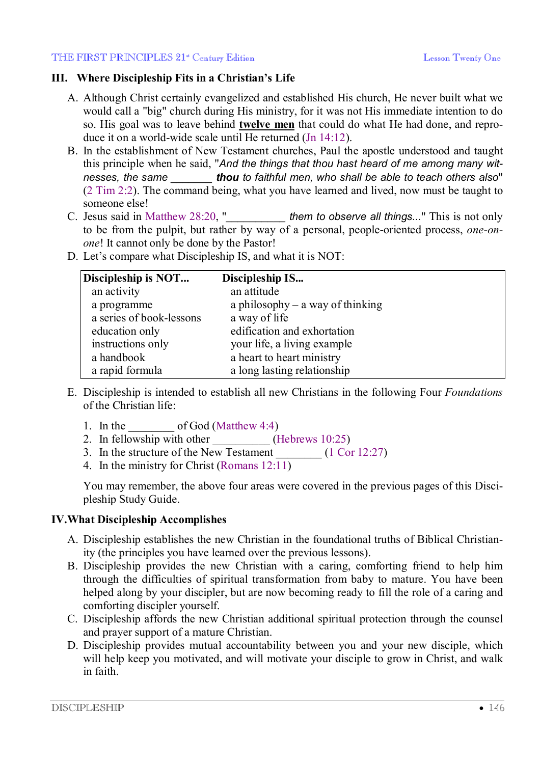## III. Where Discipleship Fits in a Christian's Life

A. Although Christ certainly evangelized and established His church, He never built what we would call a "big" church during His ministry, for it was not His immediate intention to do so. His goal was to leave behind **twelve men** that could do what He had done, and reproduce it on a world-wide scale until He returned (Jn 14:12).

B. In the establishment of New Testament churches, Paul the apostle understood and taught this principle when he said, "*And the things that thou hast heard of me among many witnesses, the same _______ **thou** to faithful men, who shall be able to teach others also*" (2 Tim 2:2). The command being, what you have learned and lived, now must be taught to someone else!

C. Jesus said in Matthew 28:20, "**__________** *them to observe all things...*" This is not only to be from the pulpit, but rather by way of a personal, people-oriented process, *one-on-one*! It cannot only be done by the Pastor!

D. Let's compare what Discipleship IS, and what it is NOT:

| Discipleship is NOT... | Discipleship IS... |
|---|---|
| an activity | an attitude |
| a programme | a philosophy – a way of thinking |
| a series of book-lessons | a way of life |
| education only | edification and exhortation |
| instructions only | your life, a living example |
| a handbook | a heart to heart ministry |
| a rapid formula | a long lasting relationship |

E. Discipleship is intended to establish all new Christians in the following Four *Foundations* of the Christian life:

1. In the ________ of God (Matthew 4:4)
2. In fellowship with other __________ (Hebrews 10:25)
3. In the structure of the New Testament ________ (1 Cor 12:27)
4. In the ministry for Christ (Romans 12:11)

You may remember, the above four areas were covered in the previous pages of this Discipleship Study Guide.

## IV. What Discipleship Accomplishes

A. Discipleship establishes the new Christian in the foundational truths of Biblical Christianity (the principles you have learned over the previous lessons).

B. Discipleship provides the new Christian with a caring, comforting friend to help him through the difficulties of spiritual transformation from baby to mature. You have been helped along by your discipler, but are now becoming ready to fill the role of a caring and comforting discipler yourself.

C. Discipleship affords the new Christian additional spiritual protection through the counsel and prayer support of a mature Christian.

D. Discipleship provides mutual accountability between you and your new disciple, which will help keep you motivated, and will motivate your disciple to grow in Christ, and walk in faith.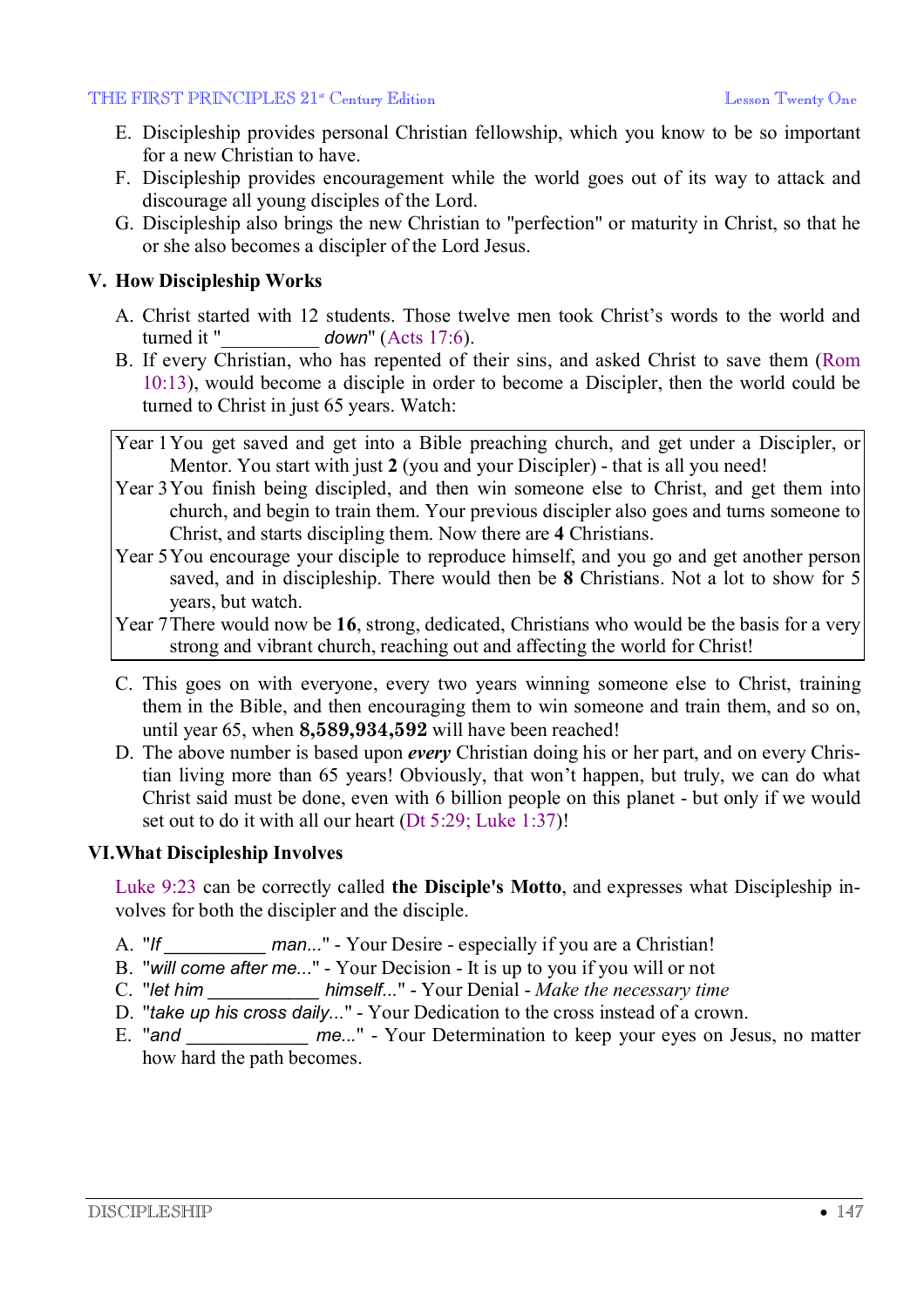E. Discipleship provides personal Christian fellowship, which you know to be so important for a new Christian to have.
F. Discipleship provides encouragement while the world goes out of its way to attack and discourage all young disciples of the Lord.
G. Discipleship also brings the new Christian to "perfection" or maturity in Christ, so that he or she also becomes a discipler of the Lord Jesus.

## V. How Discipleship Works

A. Christ started with 12 students. Those twelve men took Christ's words to the world and turned it "__________ *down*" (Acts 17:6).
B. If every Christian, who has repented of their sins, and asked Christ to save them (Rom 10:13), would become a disciple in order to become a Discipler, then the world could be turned to Christ in just 65 years. Watch:

| | |
|---|---|
| Year 1 | You get saved and get into a Bible preaching church, and get under a Discipler, or Mentor. You start with just **2** (you and your Discipler) - that is all you need! |
| Year 3 | You finish being discipled, and then win someone else to Christ, and get them into church, and begin to train them. Your previous discipler also goes and turns someone to Christ, and starts discipling them. Now there are **4** Christians. |
| Year 5 | You encourage your disciple to reproduce himself, and you go and get another person saved, and in discipleship. There would then be **8** Christians. Not a lot to show for 5 years, but watch. |
| Year 7 | There would now be **16**, strong, dedicated, Christians who would be the basis for a very strong and vibrant church, reaching out and affecting the world for Christ! |

C. This goes on with everyone, every two years winning someone else to Christ, training them in the Bible, and then encouraging them to win someone and train them, and so on, until year 65, when **8,589,934,592** will have been reached!
D. The above number is based upon ***every*** Christian doing his or her part, and on every Christian living more than 65 years! Obviously, that won't happen, but truly, we can do what Christ said must be done, even with 6 billion people on this planet - but only if we would set out to do it with all our heart (Dt 5:29; Luke 1:37)!

## VI. What Discipleship Involves

Luke 9:23 can be correctly called **the Disciple's Motto**, and expresses what Discipleship involves for both the discipler and the disciple.

A. "*If __________ man...*" - Your Desire - especially if you are a Christian!
B. "*will come after me...*" - Your Decision - It is up to you if you will or not
C. "*let him ___________ himself...*" - Your Denial - *Make the necessary time*
D. "*take up his cross daily...*" - Your Dedication to the cross instead of a crown.
E. "*and ____________ me...*" - Your Determination to keep your eyes on Jesus, no matter how hard the path becomes.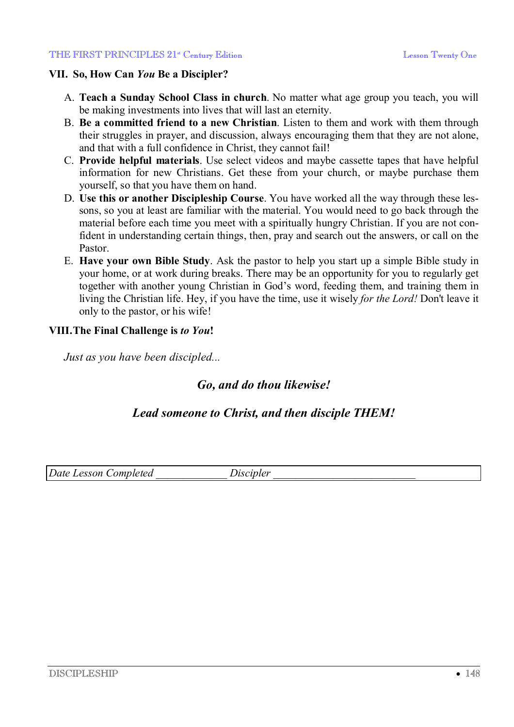## VII. So, How Can *You* Be a Discipler?

A. **Teach a Sunday School Class in church**. No matter what age group you teach, you will be making investments into lives that will last an eternity.

B. **Be a committed friend to a new Christian**. Listen to them and work with them through their struggles in prayer, and discussion, always encouraging them that they are not alone, and that with a full confidence in Christ, they cannot fail!

C. **Provide helpful materials**. Use select videos and maybe cassette tapes that have helpful information for new Christians. Get these from your church, or maybe purchase them yourself, so that you have them on hand.

D. **Use this or another Discipleship Course**. You have worked all the way through these lessons, so you at least are familiar with the material. You would need to go back through the material before each time you meet with a spiritually hungry Christian. If you are not confident in understanding certain things, then, pray and search out the answers, or call on the Pastor.

E. **Have your own Bible Study**. Ask the pastor to help you start up a simple Bible study in your home, or at work during breaks. There may be an opportunity for you to regularly get together with another young Christian in God's word, feeding them, and training them in living the Christian life. Hey, if you have the time, use it wisely *for the Lord!* Don't leave it only to the pastor, or his wife!

## VIII. The Final Challenge is *to You*!

*Just as you have been discipled...*

***Go, and do thou likewise!***

***Lead someone to Christ, and then disciple THEM!***

| | |
|---|---|
| *Date Lesson Completed* _____________ | *Discipler* ___________________________ |